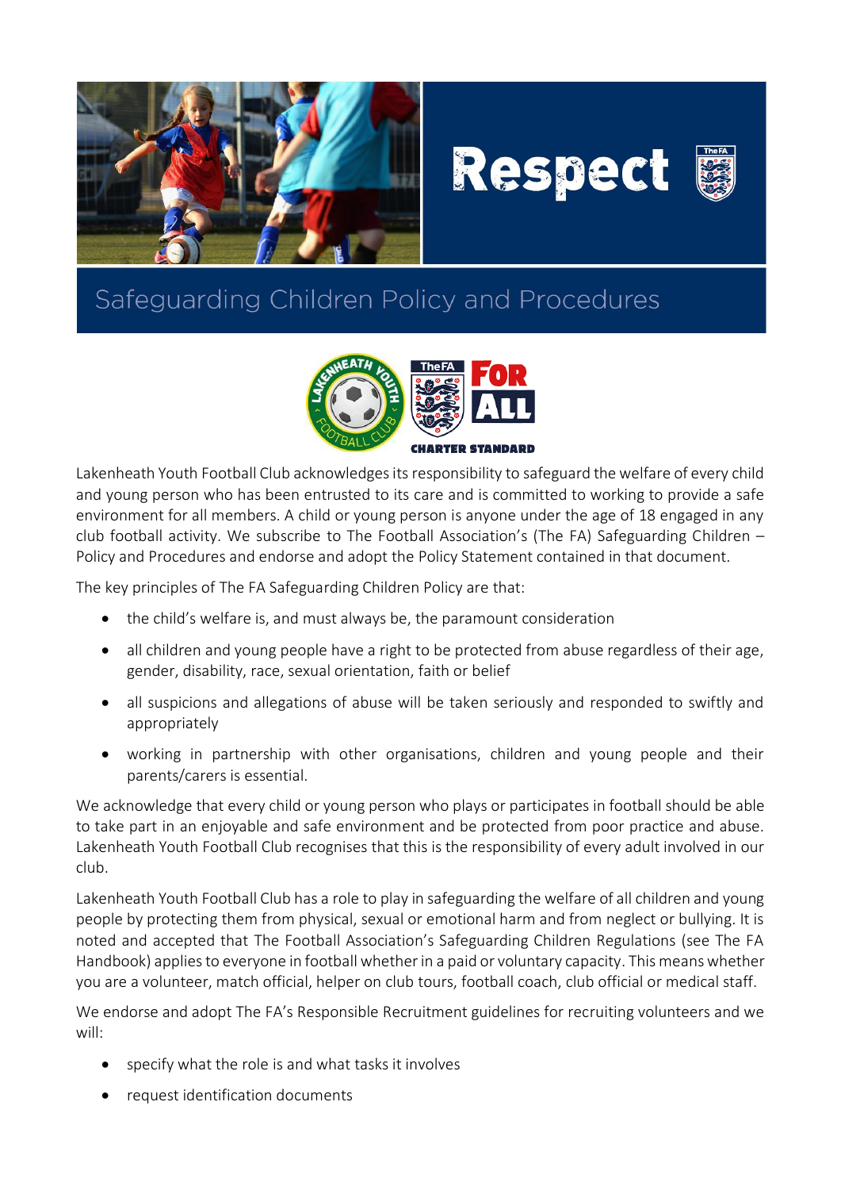# Respect

## Safeguarding Children Policy and Procedures

CHARTER STANDARD

Lakenheath Youth Football Club acknowledges its responsibility to safeguard the welfare of every child and young person who has been entrusted to its care and is committed to working to provide a safe environment for all members. A child or young person is anyone under the age of 18 engaged in any club football activity. We subscribe to The Football Association's (The FA) Safeguarding Children – Policy and Procedures and endorse and adopt the Policy Statement contained in that document.

The key principles of The FA Safeguarding Children Policy are that:

- the child's welfare is, and must always be, the paramount consideration
- all children and young people have a right to be protected from abuse regardless of their age, gender, disability, race, sexual orientation, faith or belief
- all suspicions and allegations of abuse will be taken seriously and responded to swiftly and appropriately
- working in partnership with other organisations, children and young people and their parents/carers is essential.

We acknowledge that every child or young person who plays or participates in football should be able to take part in an enjoyable and safe environment and be protected from poor practice and abuse. Lakenheath Youth Football Club recognises that this is the responsibility of every adult involved in our club.

Lakenheath Youth Football Club has a role to play in safeguarding the welfare of all children and young people by protecting them from physical, sexual or emotional harm and from neglect or bullying. It is noted and accepted that The Football Association's Safeguarding Children Regulations (see The FA Handbook) applies to everyone in football whether in a paid or voluntary capacity. This means whether you are a volunteer, match official, helper on club tours, football coach, club official or medical staff.

We endorse and adopt The FA's Responsible Recruitment guidelines for recruiting volunteers and we will:

- specify what the role is and what tasks it involves
- request identification documents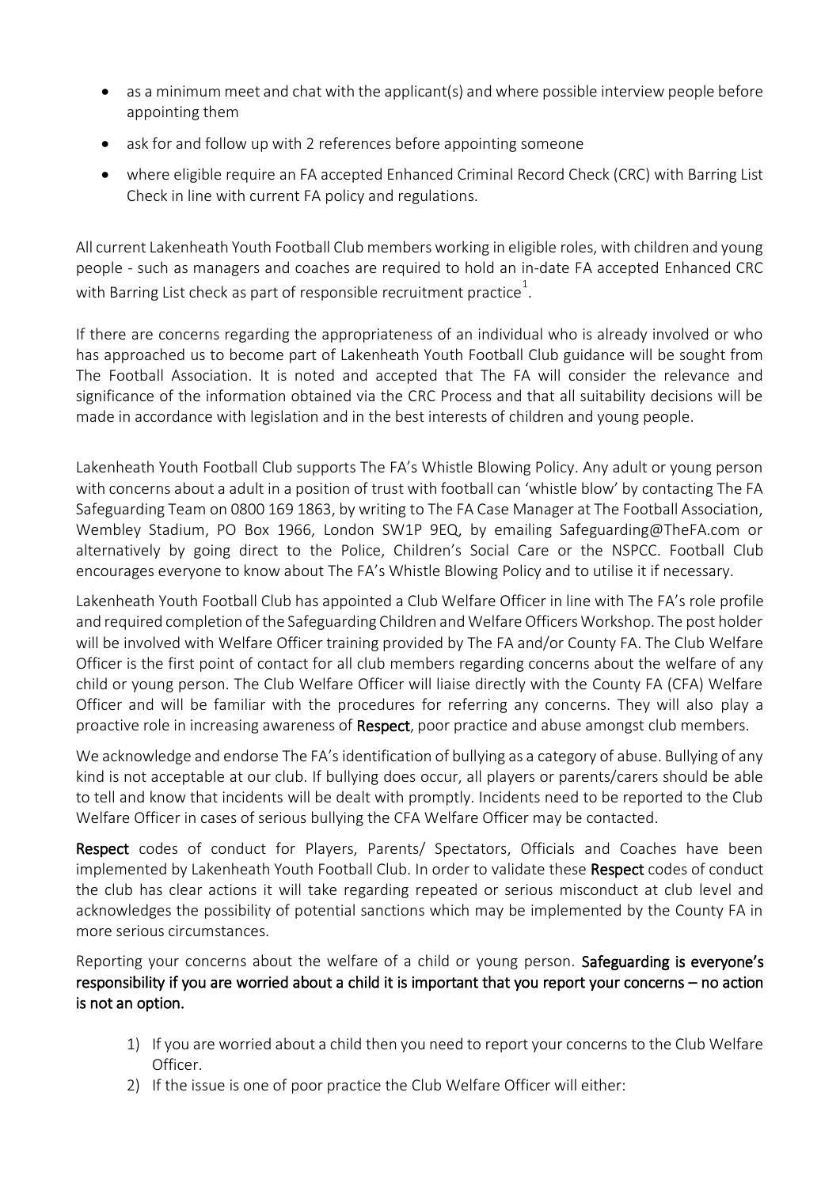- as a minimum meet and chat with the applicant(s) and where possible interview people before appointing them
- ask for and follow up with 2 references before appointing someone
- where eligible require an FA accepted Enhanced Criminal Record Check (CRC) with Barring List Check in line with current FA policy and regulations.

All current Lakenheath Youth Football Club members working in eligible roles, with children and young people - such as managers and coaches are required to hold an in-date FA accepted Enhanced CRC with Barring List check as part of responsible recruitment practice[1].

If there are concerns regarding the appropriateness of an individual who is already involved or who has approached us to become part of Lakenheath Youth Football Club guidance will be sought from The Football Association. It is noted and accepted that The FA will consider the relevance and significance of the information obtained via the CRC Process and that all suitability decisions will be made in accordance with legislation and in the best interests of children and young people.

Lakenheath Youth Football Club supports The FA's Whistle Blowing Policy. Any adult or young person with concerns about a adult in a position of trust with football can 'whistle blow' by contacting The FA Safeguarding Team on 0800 169 1863, by writing to The FA Case Manager at The Football Association, Wembley Stadium, PO Box 1966, London SW1P 9EQ, by emailing Safeguarding@TheFA.com or alternatively by going direct to the Police, Children's Social Care or the NSPCC. Football Club encourages everyone to know about The FA's Whistle Blowing Policy and to utilise it if necessary.

Lakenheath Youth Football Club has appointed a Club Welfare Officer in line with The FA's role profile and required completion of the Safeguarding Children and Welfare Officers Workshop. The post holder will be involved with Welfare Officer training provided by The FA and/or County FA. The Club Welfare Officer is the first point of contact for all club members regarding concerns about the welfare of any child or young person. The Club Welfare Officer will liaise directly with the County FA (CFA) Welfare Officer and will be familiar with the procedures for referring any concerns. They will also play a proactive role in increasing awareness of **Respect**, poor practice and abuse amongst club members.

We acknowledge and endorse The FA's identification of bullying as a category of abuse. Bullying of any kind is not acceptable at our club. If bullying does occur, all players or parents/carers should be able to tell and know that incidents will be dealt with promptly. Incidents need to be reported to the Club Welfare Officer in cases of serious bullying the CFA Welfare Officer may be contacted.

**Respect** codes of conduct for Players, Parents/ Spectators, Officials and Coaches have been implemented by Lakenheath Youth Football Club. In order to validate these **Respect** codes of conduct the club has clear actions it will take regarding repeated or serious misconduct at club level and acknowledges the possibility of potential sanctions which may be implemented by the County FA in more serious circumstances.

Reporting your concerns about the welfare of a child or young person. **Safeguarding is everyone's responsibility if you are worried about a child it is important that you report your concerns – no action is not an option.**

1) If you are worried about a child then you need to report your concerns to the Club Welfare Officer.
2) If the issue is one of poor practice the Club Welfare Officer will either: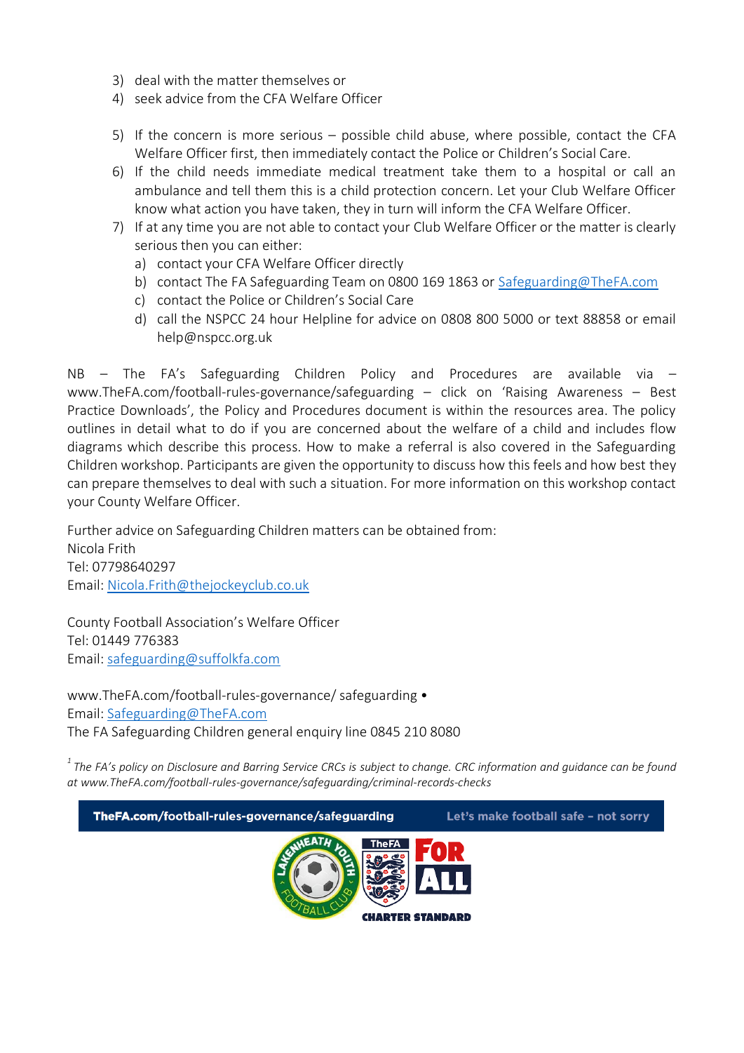3) deal with the matter themselves or
4) seek advice from the CFA Welfare Officer

5) If the concern is more serious – possible child abuse, where possible, contact the CFA Welfare Officer first, then immediately contact the Police or Children's Social Care.
6) If the child needs immediate medical treatment take them to a hospital or call an ambulance and tell them this is a child protection concern. Let your Club Welfare Officer know what action you have taken, they in turn will inform the CFA Welfare Officer.
7) If at any time you are not able to contact your Club Welfare Officer or the matter is clearly serious then you can either:
   a) contact your CFA Welfare Officer directly
   b) contact The FA Safeguarding Team on 0800 169 1863 or Safeguarding@TheFA.com
   c) contact the Police or Children's Social Care
   d) call the NSPCC 24 hour Helpline for advice on 0808 800 5000 or text 88858 or email help@nspcc.org.uk

NB – The FA's Safeguarding Children Policy and Procedures are available via – www.TheFA.com/football-rules-governance/safeguarding – click on 'Raising Awareness – Best Practice Downloads', the Policy and Procedures document is within the resources area. The policy outlines in detail what to do if you are concerned about the welfare of a child and includes flow diagrams which describe this process. How to make a referral is also covered in the Safeguarding Children workshop. Participants are given the opportunity to discuss how this feels and how best they can prepare themselves to deal with such a situation. For more information on this workshop contact your County Welfare Officer.

Further advice on Safeguarding Children matters can be obtained from:
Nicola Frith
Tel: 07798640297
Email: Nicola.Frith@thejockeyclub.co.uk

County Football Association's Welfare Officer
Tel: 01449 776383
Email: safeguarding@suffolkfa.com

www.TheFA.com/football-rules-governance/ safeguarding •
Email: Safeguarding@TheFA.com
The FA Safeguarding Children general enquiry line 0845 210 8080

[1] *The FA's policy on Disclosure and Barring Service CRCs is subject to change. CRC information and guidance can be found at www.TheFA.com/football-rules-governance/safeguarding/criminal-records-checks*

**TheFA.com/football-rules-governance/safeguarding** Let's make football safe – not sorry

LAKENHEATH YOUTH FOOTBALL CLUB TheFA FOR ALL CHARTER STANDARD